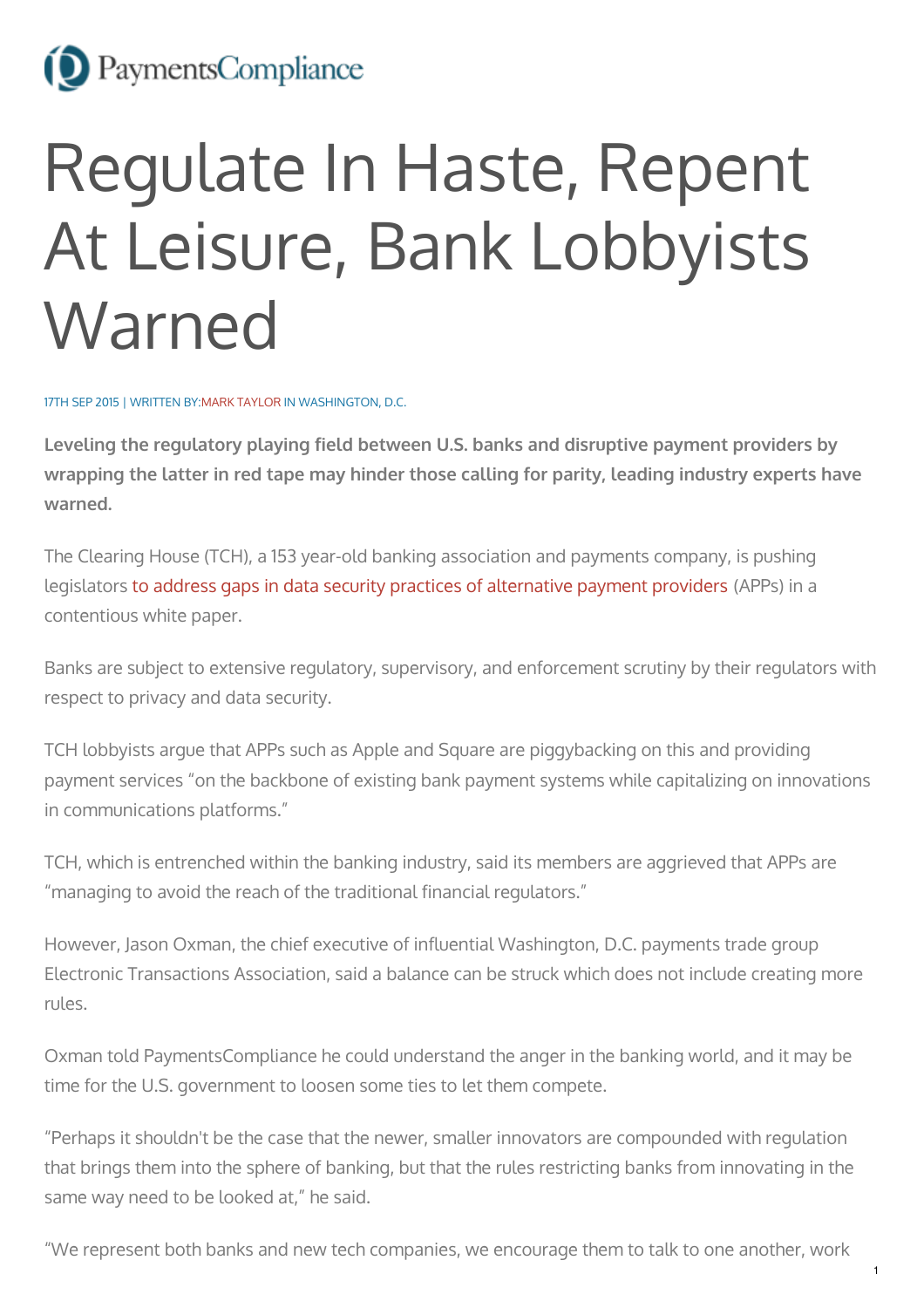PaymentsCompliance

# Regulate In Haste, Repent At Leisure, Bank Lobbyists Warned

17TH SEP 2015 | WRITTEN BY: MARK TAYLOR IN WASHINGTON, D.C.

**Leveling the regulatory playing field between U.S. banks and disruptive payment providers by wrapping the latter in red tape may hinder those calling for parity, leading industry experts have warned.**

The Clearing House (TCH), a 153 year-old banking association and payments company, is pushing legislators to address gaps in data security practices of alternative payment providers (APPs) in a contentious white paper.

Banks are subject to extensive regulatory, supervisory, and enforcement scrutiny by their regulators with respect to privacy and data security.

TCH lobbyists argue that APPs such as Apple and Square are piggybacking on this and providing payment services "on the backbone of existing bank payment systems while capitalizing on innovations in communications platforms."

TCH, which is entrenched within the banking industry, said its members are aggrieved that APPs are "managing to avoid the reach of the traditional financial regulators."

However, Jason Oxman, the chief executive of influential Washington, D.C. payments trade group Electronic Transactions Association, said a balance can be struck which does not include creating more rules.

Oxman told PaymentsCompliance he could understand the anger in the banking world, and it may be time for the U.S. government to loosen some ties to let them compete.

"Perhaps it shouldn't be the case that the newer, smaller innovators are compounded with regulation that brings them into the sphere of banking, but that the rules restricting banks from innovating in the same way need to be looked at," he said.

"We represent both banks and new tech companies, we encourage them to talk to one another, work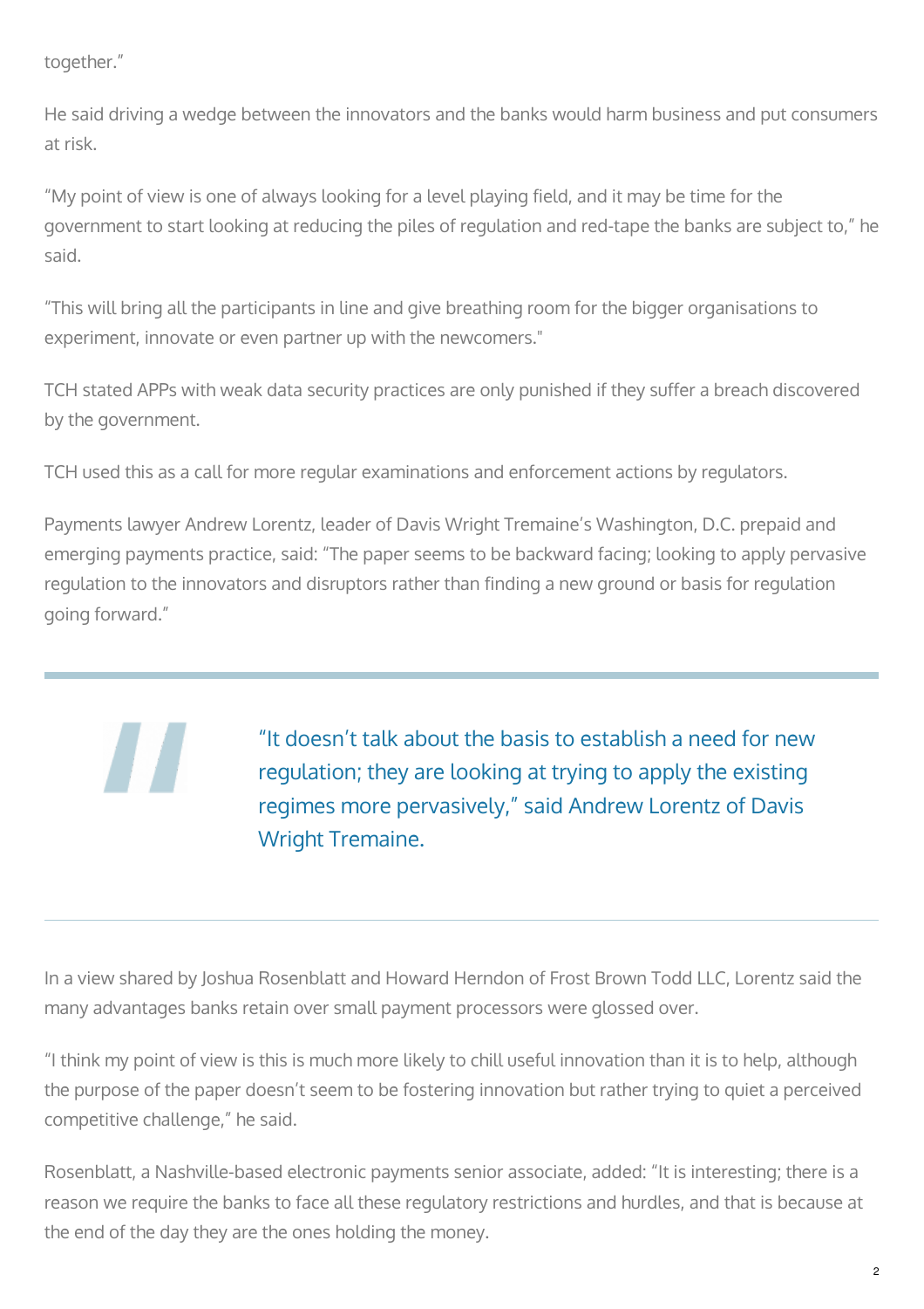together."

He said driving a wedge between the innovators and the banks would harm business and put consumers at risk.

"My point of view is one of always looking for a level playing field, and it may be time for the government to start looking at reducing the piles of regulation and red-tape the banks are subject to," he said.

"This will bring all the participants in line and give breathing room for the bigger organisations to experiment, innovate or even partner up with the newcomers."

TCH stated APPs with weak data security practices are only punished if they suffer a breach discovered by the government.

TCH used this as a call for more regular examinations and enforcement actions by regulators.

Payments lawyer Andrew Lorentz, leader of Davis Wright Tremaine's Washington, D.C. prepaid and emerging payments practice, said: "The paper seems to be backward facing; looking to apply pervasive regulation to the innovators and disruptors rather than finding a new ground or basis for regulation going forward."

> "It doesn't talk about the basis to establish a need for new regulation; they are looking at trying to apply the existing regimes more pervasively," said Andrew Lorentz of Davis Wright Tremaine.

In a view shared by Joshua Rosenblatt and Howard Herndon of Frost Brown Todd LLC, Lorentz said the many advantages banks retain over small payment processors were glossed over.

"I think my point of view is this is much more likely to chill useful innovation than it is to help, although the purpose of the paper doesn't seem to be fostering innovation but rather trying to quiet a perceived competitive challenge," he said.

Rosenblatt, a Nashville-based electronic payments senior associate, added: "It is interesting; there is a reason we require the banks to face all these regulatory restrictions and hurdles, and that is because at the end of the day they are the ones holding the money.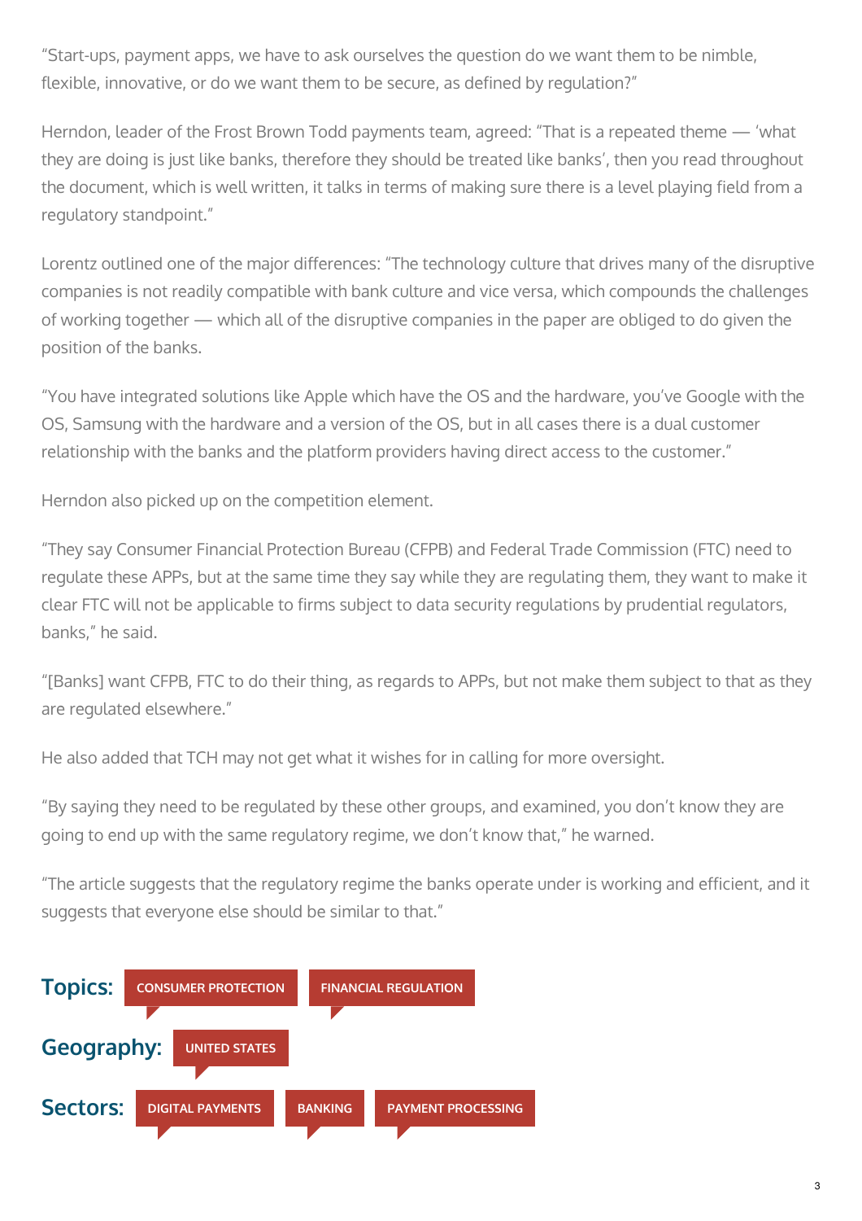"Start-ups, payment apps, we have to ask ourselves the question do we want them to be nimble, flexible, innovative, or do we want them to be secure, as defined by regulation?"

Herndon, leader of the Frost Brown Todd payments team, agreed: "That is a repeated theme — 'what they are doing is just like banks, therefore they should be treated like banks', then you read throughout the document, which is well written, it talks in terms of making sure there is a level playing field from a regulatory standpoint."

Lorentz outlined one of the major differences: "The technology culture that drives many of the disruptive companies is not readily compatible with bank culture and vice versa, which compounds the challenges of working together — which all of the disruptive companies in the paper are obliged to do given the position of the banks.

"You have integrated solutions like Apple which have the OS and the hardware, you've Google with the OS, Samsung with the hardware and a version of the OS, but in all cases there is a dual customer relationship with the banks and the platform providers having direct access to the customer."

Herndon also picked up on the competition element.

"They say Consumer Financial Protection Bureau (CFPB) and Federal Trade Commission (FTC) need to regulate these APPs, but at the same time they say while they are regulating them, they want to make it clear FTC will not be applicable to firms subject to data security regulations by prudential regulators, banks," he said.

"[Banks] want CFPB, FTC to do their thing, as regards to APPs, but not make them subject to that as they are regulated elsewhere."

He also added that TCH may not get what it wishes for in calling for more oversight.

"By saying they need to be regulated by these other groups, and examined, you don't know they are going to end up with the same regulatory regime, we don't know that," he warned.

"The article suggests that the regulatory regime the banks operate under is working and efficient, and it suggests that everyone else should be similar to that."

**Topics:** CONSUMER PROTECTION, FINANCIAL REGULATION

**Geography:** UNITED STATES

**Sectors:** DIGITAL PAYMENTS, BANKING, PAYMENT PROCESSING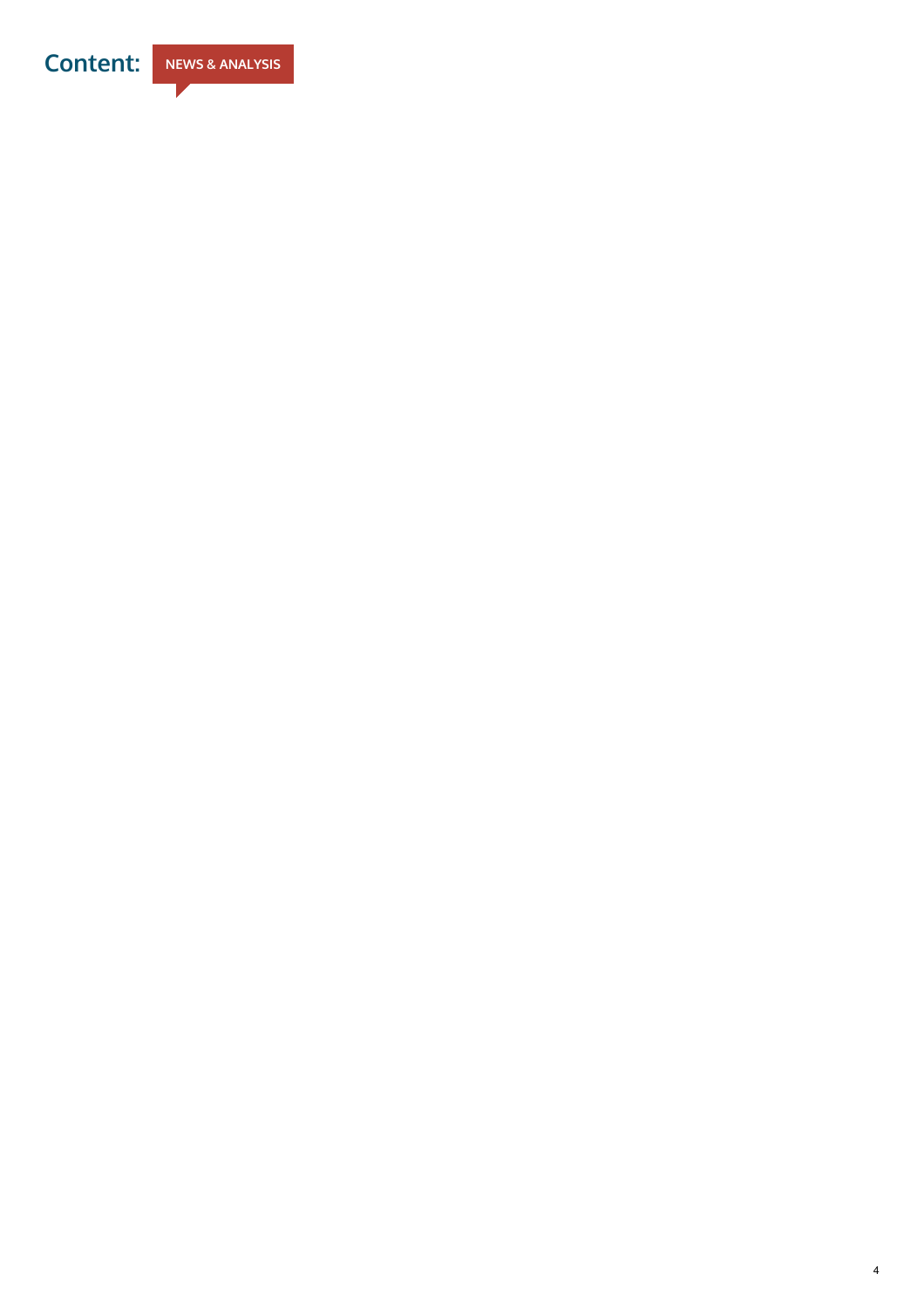**Content:** NEWS & ANALYSIS